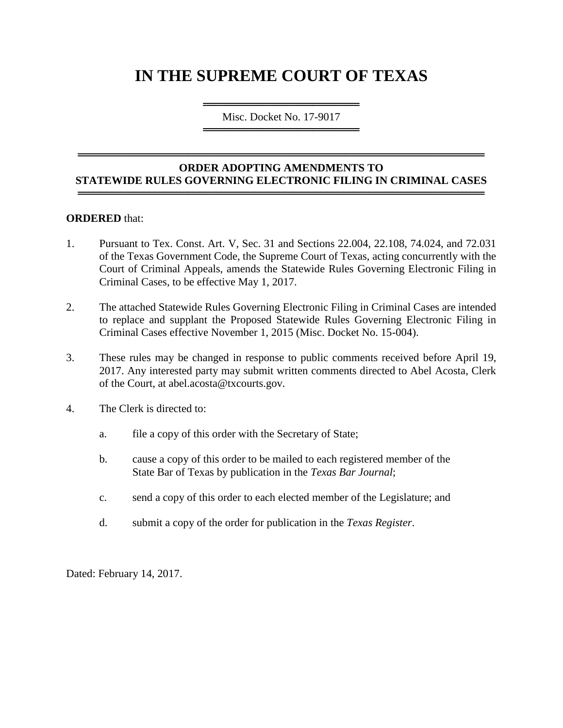# IN THE SUPREME COURT OF TEXAS

Misc. Docket No. 17-9017

## ORDER ADOPTING AMENDMENTS TO STATEWIDE RULES GOVERNING ELECTRONIC FILING IN CRIMINAL CASES

**ORDERED** that:

1. Pursuant to Tex. Const. Art. V, Sec. 31 and Sections 22.004, 22.108, 74.024, and 72.031 of the Texas Government Code, the Supreme Court of Texas, acting concurrently with the Court of Criminal Appeals, amends the Statewide Rules Governing Electronic Filing in Criminal Cases, to be effective May 1, 2017.

2. The attached Statewide Rules Governing Electronic Filing in Criminal Cases are intended to replace and supplant the Proposed Statewide Rules Governing Electronic Filing in Criminal Cases effective November 1, 2015 (Misc. Docket No. 15-004).

3. These rules may be changed in response to public comments received before April 19, 2017. Any interested party may submit written comments directed to Abel Acosta, Clerk of the Court, at abel.acosta@txcourts.gov.

4. The Clerk is directed to:

   a. file a copy of this order with the Secretary of State;

   b. cause a copy of this order to be mailed to each registered member of the State Bar of Texas by publication in the *Texas Bar Journal*;

   c. send a copy of this order to each elected member of the Legislature; and

   d. submit a copy of the order for publication in the *Texas Register*.

Dated: February 14, 2017.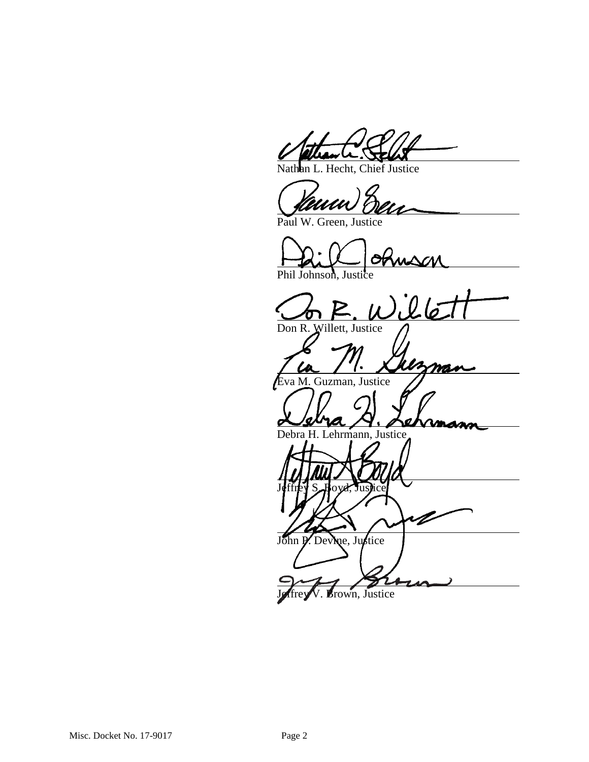\_\_\_\_\_\_\_\_\_\_\_\_\_\_\_\_\_\_\_\_\_\_\_\_\_\_\_\_\_\_\_\_\_\_\_\_\_\_\_\_
Nathan L. Hecht, Chief Justice

\_\_\_\_\_\_\_\_\_\_\_\_\_\_\_\_\_\_\_\_\_\_\_\_\_\_\_\_\_\_\_\_\_\_\_\_\_\_\_\_
Paul W. Green, Justice

\_\_\_\_\_\_\_\_\_\_\_\_\_\_\_\_\_\_\_\_\_\_\_\_\_\_\_\_\_\_\_\_\_\_\_\_\_\_\_\_
Phil Johnson, Justice

\_\_\_\_\_\_\_\_\_\_\_\_\_\_\_\_\_\_\_\_\_\_\_\_\_\_\_\_\_\_\_\_\_\_\_\_\_\_\_\_
Don R. Willett, Justice

\_\_\_\_\_\_\_\_\_\_\_\_\_\_\_\_\_\_\_\_\_\_\_\_\_\_\_\_\_\_\_\_\_\_\_\_\_\_\_\_
Eva M. Guzman, Justice

\_\_\_\_\_\_\_\_\_\_\_\_\_\_\_\_\_\_\_\_\_\_\_\_\_\_\_\_\_\_\_\_\_\_\_\_\_\_\_\_
Debra H. Lehrmann, Justice

\_\_\_\_\_\_\_\_\_\_\_\_\_\_\_\_\_\_\_\_\_\_\_\_\_\_\_\_\_\_\_\_\_\_\_\_\_\_\_\_
Jeffrey S. Boyd, Justice

\_\_\_\_\_\_\_\_\_\_\_\_\_\_\_\_\_\_\_\_\_\_\_\_\_\_\_\_\_\_\_\_\_\_\_\_\_\_\_\_
John P. Devine, Justice

\_\_\_\_\_\_\_\_\_\_\_\_\_\_\_\_\_\_\_\_\_\_\_\_\_\_\_\_\_\_\_\_\_\_\_\_\_\_\_\_
Jeffrey V. Brown, Justice

Misc. Docket No. 17-9017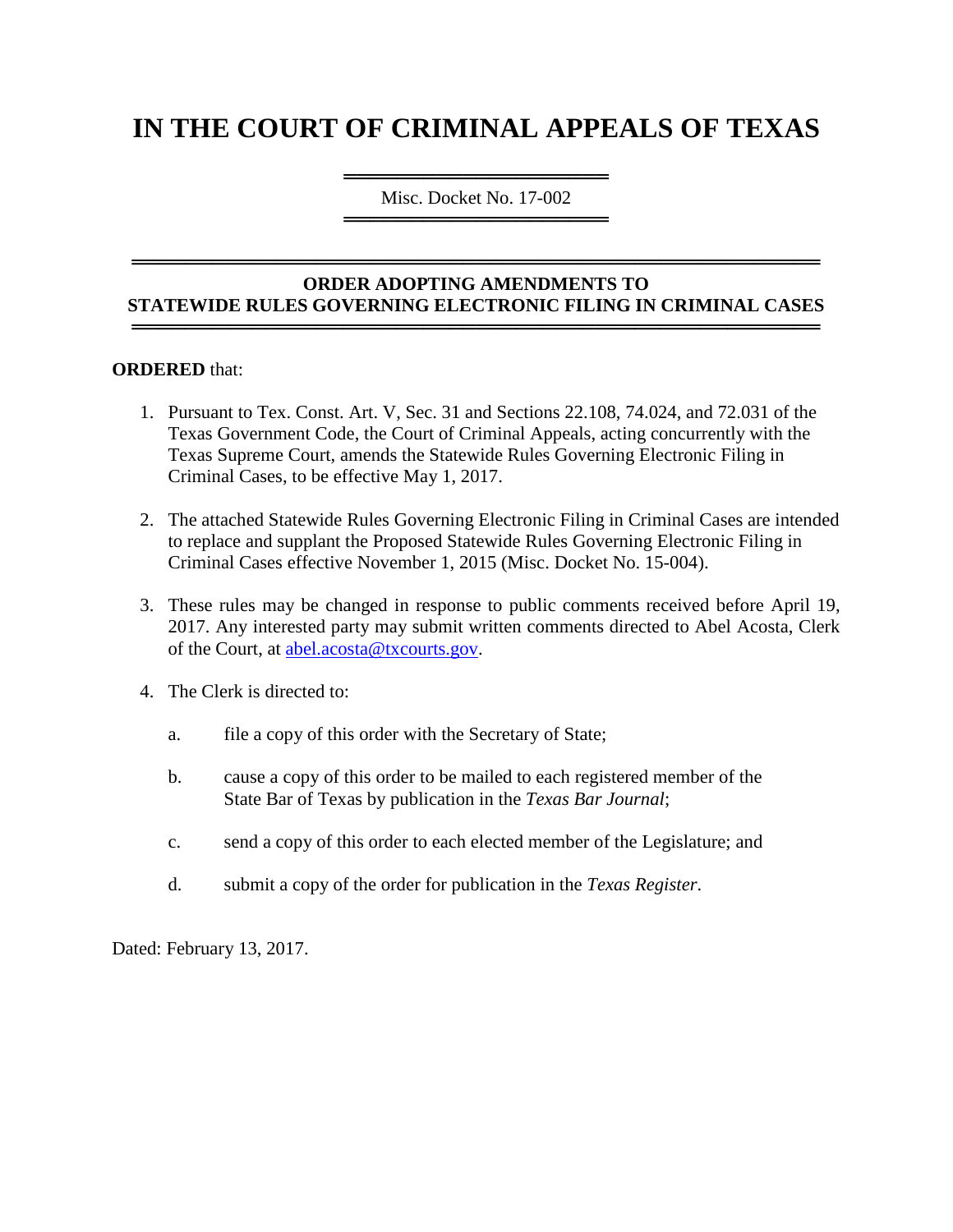# IN THE COURT OF CRIMINAL APPEALS OF TEXAS

Misc. Docket No. 17-002

**ORDER ADOPTING AMENDMENTS TO STATEWIDE RULES GOVERNING ELECTRONIC FILING IN CRIMINAL CASES**

**ORDERED** that:

1. Pursuant to Tex. Const. Art. V, Sec. 31 and Sections 22.108, 74.024, and 72.031 of the Texas Government Code, the Court of Criminal Appeals, acting concurrently with the Texas Supreme Court, amends the Statewide Rules Governing Electronic Filing in Criminal Cases, to be effective May 1, 2017.

2. The attached Statewide Rules Governing Electronic Filing in Criminal Cases are intended to replace and supplant the Proposed Statewide Rules Governing Electronic Filing in Criminal Cases effective November 1, 2015 (Misc. Docket No. 15-004).

3. These rules may be changed in response to public comments received before April 19, 2017. Any interested party may submit written comments directed to Abel Acosta, Clerk of the Court, at abel.acosta@txcourts.gov.

4. The Clerk is directed to:

   a. file a copy of this order with the Secretary of State;

   b. cause a copy of this order to be mailed to each registered member of the State Bar of Texas by publication in the *Texas Bar Journal*;

   c. send a copy of this order to each elected member of the Legislature; and

   d. submit a copy of the order for publication in the *Texas Register*.

Dated: February 13, 2017.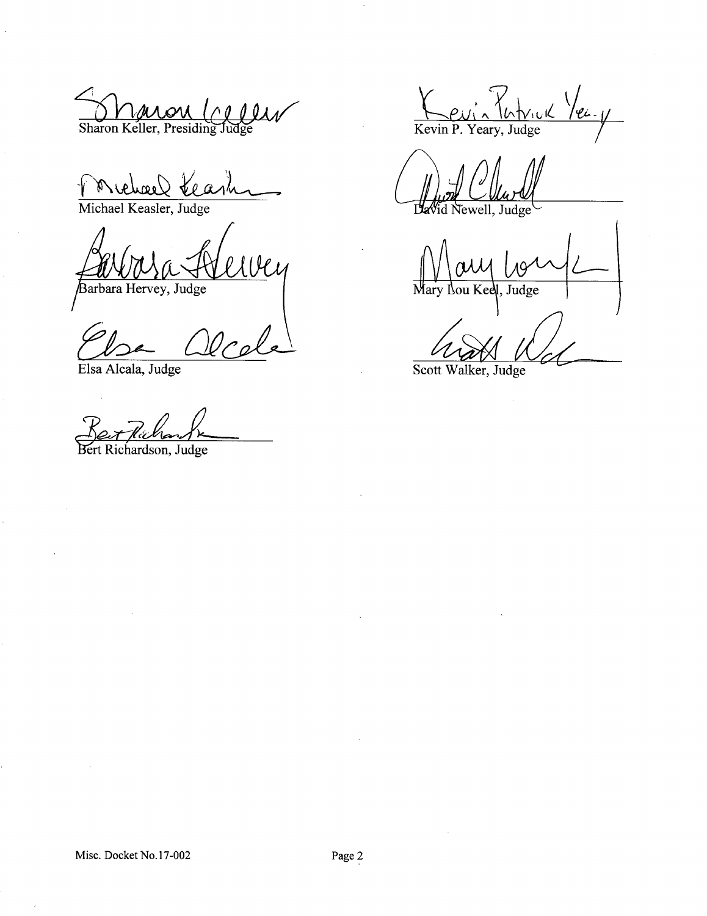Sharon Keller, Presiding Judge

Michael Keasler, Judge

Barbara Hervey, Judge

Elsa Alcala, Judge

Bert Richardson, Judge

Kevin P. Yeary, Judge

David Newell, Judge

Mary Lou Keel, Judge

Scott Walker, Judge

Misc. Docket No.17-002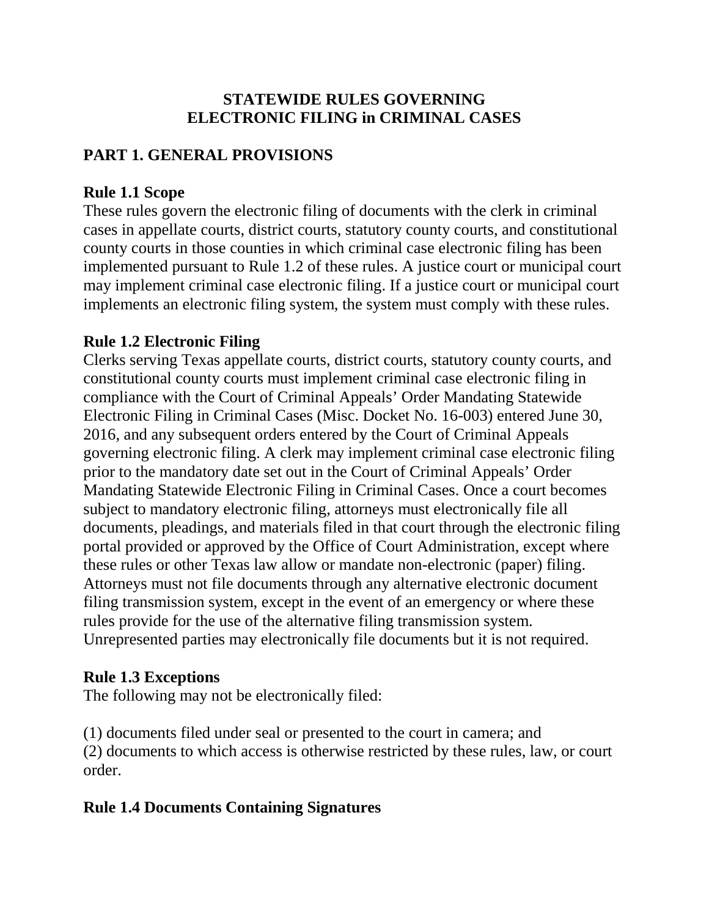# STATEWIDE RULES GOVERNING ELECTRONIC FILING in CRIMINAL CASES

## PART 1. GENERAL PROVISIONS

### Rule 1.1 Scope

These rules govern the electronic filing of documents with the clerk in criminal cases in appellate courts, district courts, statutory county courts, and constitutional county courts in those counties in which criminal case electronic filing has been implemented pursuant to Rule 1.2 of these rules. A justice court or municipal court may implement criminal case electronic filing. If a justice court or municipal court implements an electronic filing system, the system must comply with these rules.

### Rule 1.2 Electronic Filing

Clerks serving Texas appellate courts, district courts, statutory county courts, and constitutional county courts must implement criminal case electronic filing in compliance with the Court of Criminal Appeals' Order Mandating Statewide Electronic Filing in Criminal Cases (Misc. Docket No. 16-003) entered June 30, 2016, and any subsequent orders entered by the Court of Criminal Appeals governing electronic filing. A clerk may implement criminal case electronic filing prior to the mandatory date set out in the Court of Criminal Appeals' Order Mandating Statewide Electronic Filing in Criminal Cases. Once a court becomes subject to mandatory electronic filing, attorneys must electronically file all documents, pleadings, and materials filed in that court through the electronic filing portal provided or approved by the Office of Court Administration, except where these rules or other Texas law allow or mandate non-electronic (paper) filing. Attorneys must not file documents through any alternative electronic document filing transmission system, except in the event of an emergency or where these rules provide for the use of the alternative filing transmission system. Unrepresented parties may electronically file documents but it is not required.

### Rule 1.3 Exceptions

The following may not be electronically filed:

(1) documents filed under seal or presented to the court in camera; and
(2) documents to which access is otherwise restricted by these rules, law, or court order.

### Rule 1.4 Documents Containing Signatures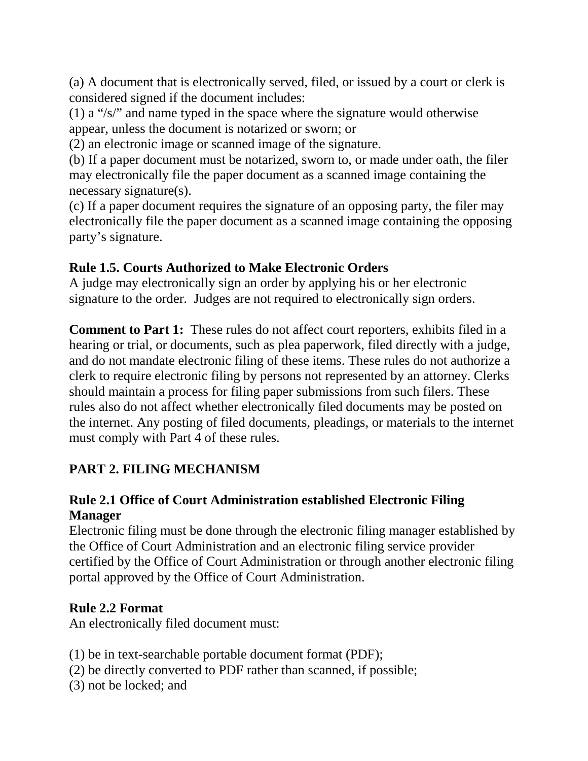(a) A document that is electronically served, filed, or issued by a court or clerk is considered signed if the document includes:

(1) a "/s/" and name typed in the space where the signature would otherwise appear, unless the document is notarized or sworn; or

(2) an electronic image or scanned image of the signature.

(b) If a paper document must be notarized, sworn to, or made under oath, the filer may electronically file the paper document as a scanned image containing the necessary signature(s).

(c) If a paper document requires the signature of an opposing party, the filer may electronically file the paper document as a scanned image containing the opposing party's signature.

### Rule 1.5. Courts Authorized to Make Electronic Orders

A judge may electronically sign an order by applying his or her electronic signature to the order. Judges are not required to electronically sign orders.

**Comment to Part 1:** These rules do not affect court reporters, exhibits filed in a hearing or trial, or documents, such as plea paperwork, filed directly with a judge, and do not mandate electronic filing of these items. These rules do not authorize a clerk to require electronic filing by persons not represented by an attorney. Clerks should maintain a process for filing paper submissions from such filers. These rules also do not affect whether electronically filed documents may be posted on the internet. Any posting of filed documents, pleadings, or materials to the internet must comply with Part 4 of these rules.

## PART 2. FILING MECHANISM

### Rule 2.1 Office of Court Administration established Electronic Filing Manager

Electronic filing must be done through the electronic filing manager established by the Office of Court Administration and an electronic filing service provider certified by the Office of Court Administration or through another electronic filing portal approved by the Office of Court Administration.

### Rule 2.2 Format

An electronically filed document must:

(1) be in text-searchable portable document format (PDF);

(2) be directly converted to PDF rather than scanned, if possible;

(3) not be locked; and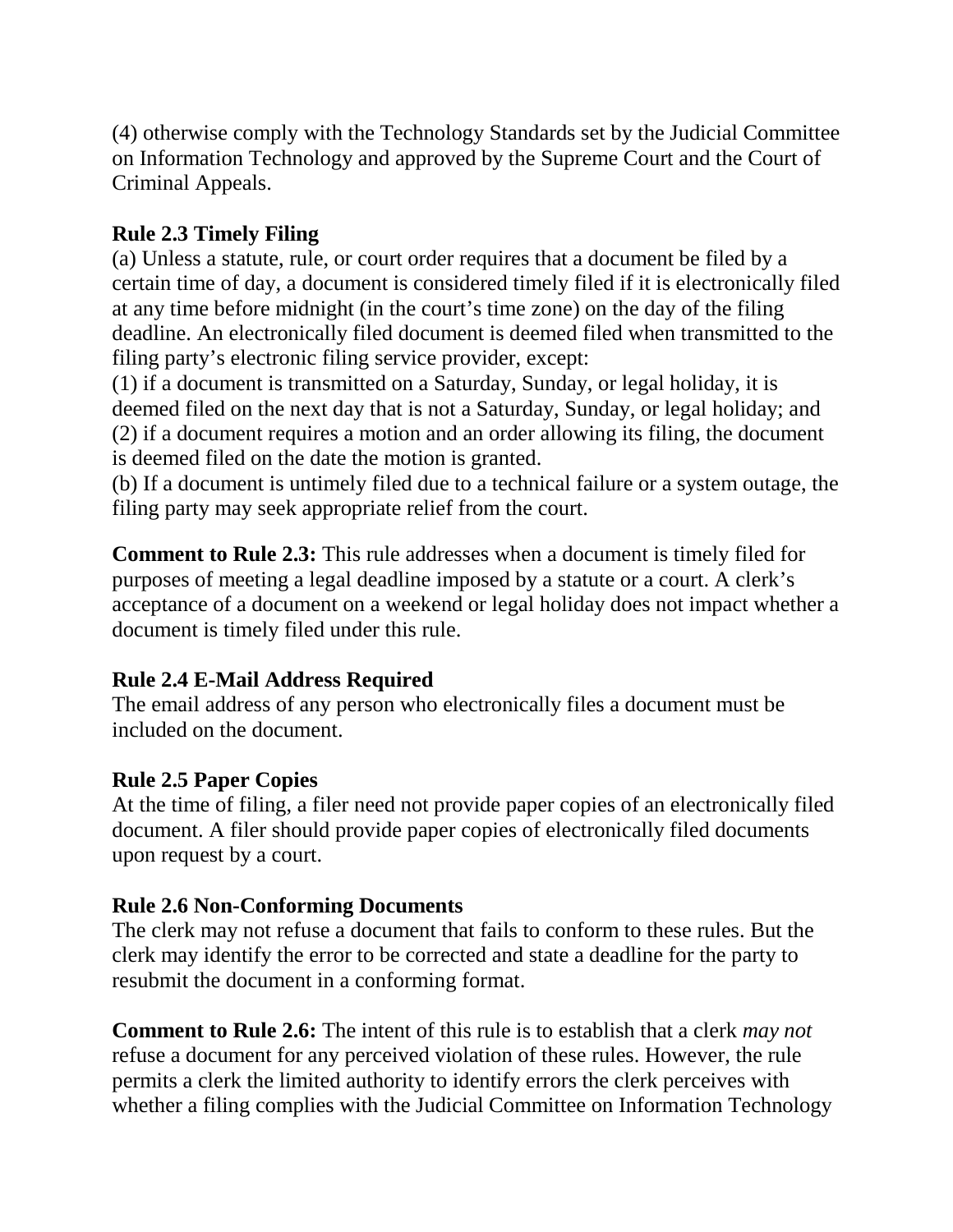(4) otherwise comply with the Technology Standards set by the Judicial Committee on Information Technology and approved by the Supreme Court and the Court of Criminal Appeals.

**Rule 2.3 Timely Filing**

(a) Unless a statute, rule, or court order requires that a document be filed by a certain time of day, a document is considered timely filed if it is electronically filed at any time before midnight (in the court's time zone) on the day of the filing deadline. An electronically filed document is deemed filed when transmitted to the filing party's electronic filing service provider, except:

(1) if a document is transmitted on a Saturday, Sunday, or legal holiday, it is deemed filed on the next day that is not a Saturday, Sunday, or legal holiday; and

(2) if a document requires a motion and an order allowing its filing, the document is deemed filed on the date the motion is granted.

(b) If a document is untimely filed due to a technical failure or a system outage, the filing party may seek appropriate relief from the court.

**Comment to Rule 2.3:** This rule addresses when a document is timely filed for purposes of meeting a legal deadline imposed by a statute or a court. A clerk's acceptance of a document on a weekend or legal holiday does not impact whether a document is timely filed under this rule.

**Rule 2.4 E-Mail Address Required**

The email address of any person who electronically files a document must be included on the document.

**Rule 2.5 Paper Copies**

At the time of filing, a filer need not provide paper copies of an electronically filed document. A filer should provide paper copies of electronically filed documents upon request by a court.

**Rule 2.6 Non-Conforming Documents**

The clerk may not refuse a document that fails to conform to these rules. But the clerk may identify the error to be corrected and state a deadline for the party to resubmit the document in a conforming format.

**Comment to Rule 2.6:** The intent of this rule is to establish that a clerk *may not* refuse a document for any perceived violation of these rules. However, the rule permits a clerk the limited authority to identify errors the clerk perceives with whether a filing complies with the Judicial Committee on Information Technology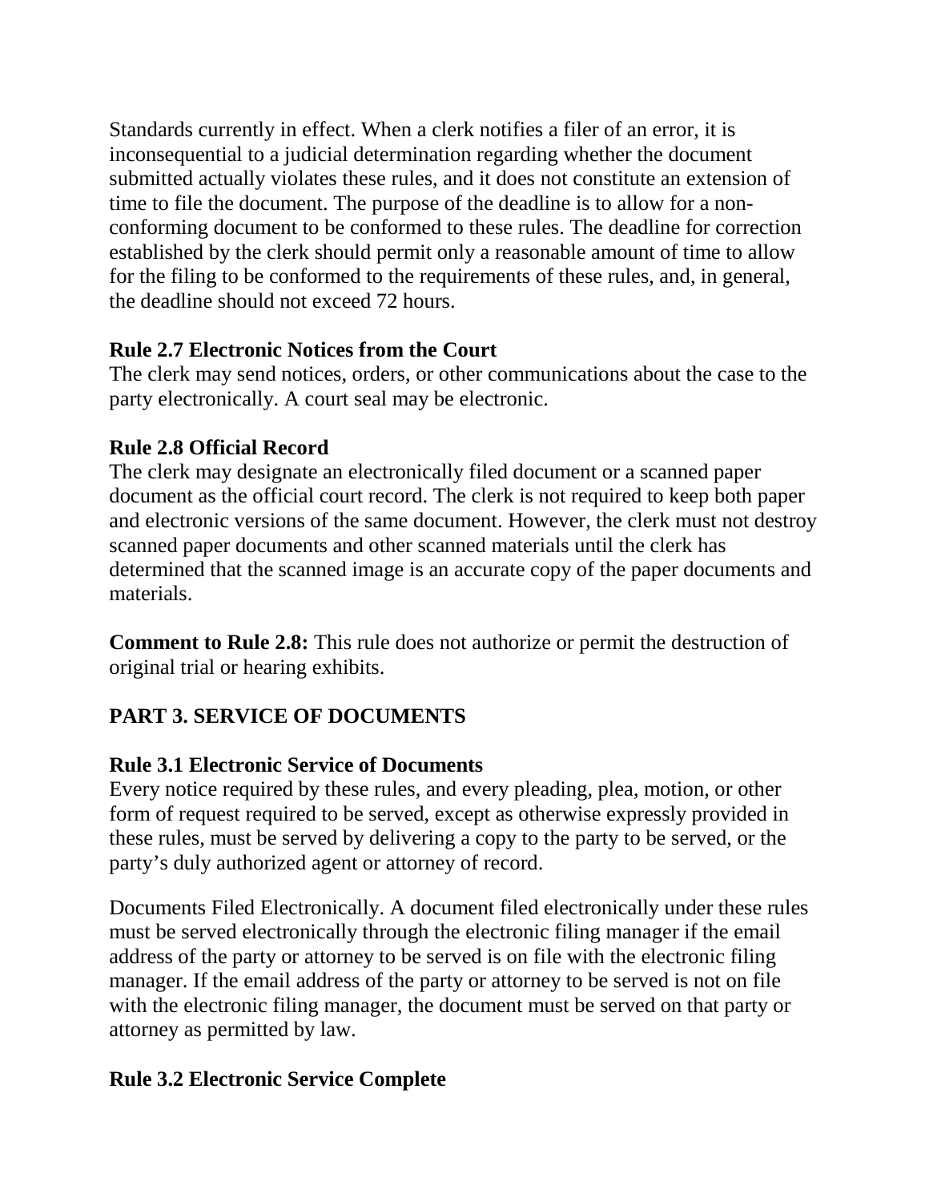Standards currently in effect. When a clerk notifies a filer of an error, it is inconsequential to a judicial determination regarding whether the document submitted actually violates these rules, and it does not constitute an extension of time to file the document. The purpose of the deadline is to allow for a non-conforming document to be conformed to these rules. The deadline for correction established by the clerk should permit only a reasonable amount of time to allow for the filing to be conformed to the requirements of these rules, and, in general, the deadline should not exceed 72 hours.

**Rule 2.7 Electronic Notices from the Court**
The clerk may send notices, orders, or other communications about the case to the party electronically. A court seal may be electronic.

**Rule 2.8 Official Record**
The clerk may designate an electronically filed document or a scanned paper document as the official court record. The clerk is not required to keep both paper and electronic versions of the same document. However, the clerk must not destroy scanned paper documents and other scanned materials until the clerk has determined that the scanned image is an accurate copy of the paper documents and materials.

**Comment to Rule 2.8:** This rule does not authorize or permit the destruction of original trial or hearing exhibits.

**PART 3. SERVICE OF DOCUMENTS**

**Rule 3.1 Electronic Service of Documents**
Every notice required by these rules, and every pleading, plea, motion, or other form of request required to be served, except as otherwise expressly provided in these rules, must be served by delivering a copy to the party to be served, or the party's duly authorized agent or attorney of record.

Documents Filed Electronically. A document filed electronically under these rules must be served electronically through the electronic filing manager if the email address of the party or attorney to be served is on file with the electronic filing manager. If the email address of the party or attorney to be served is not on file with the electronic filing manager, the document must be served on that party or attorney as permitted by law.

**Rule 3.2 Electronic Service Complete**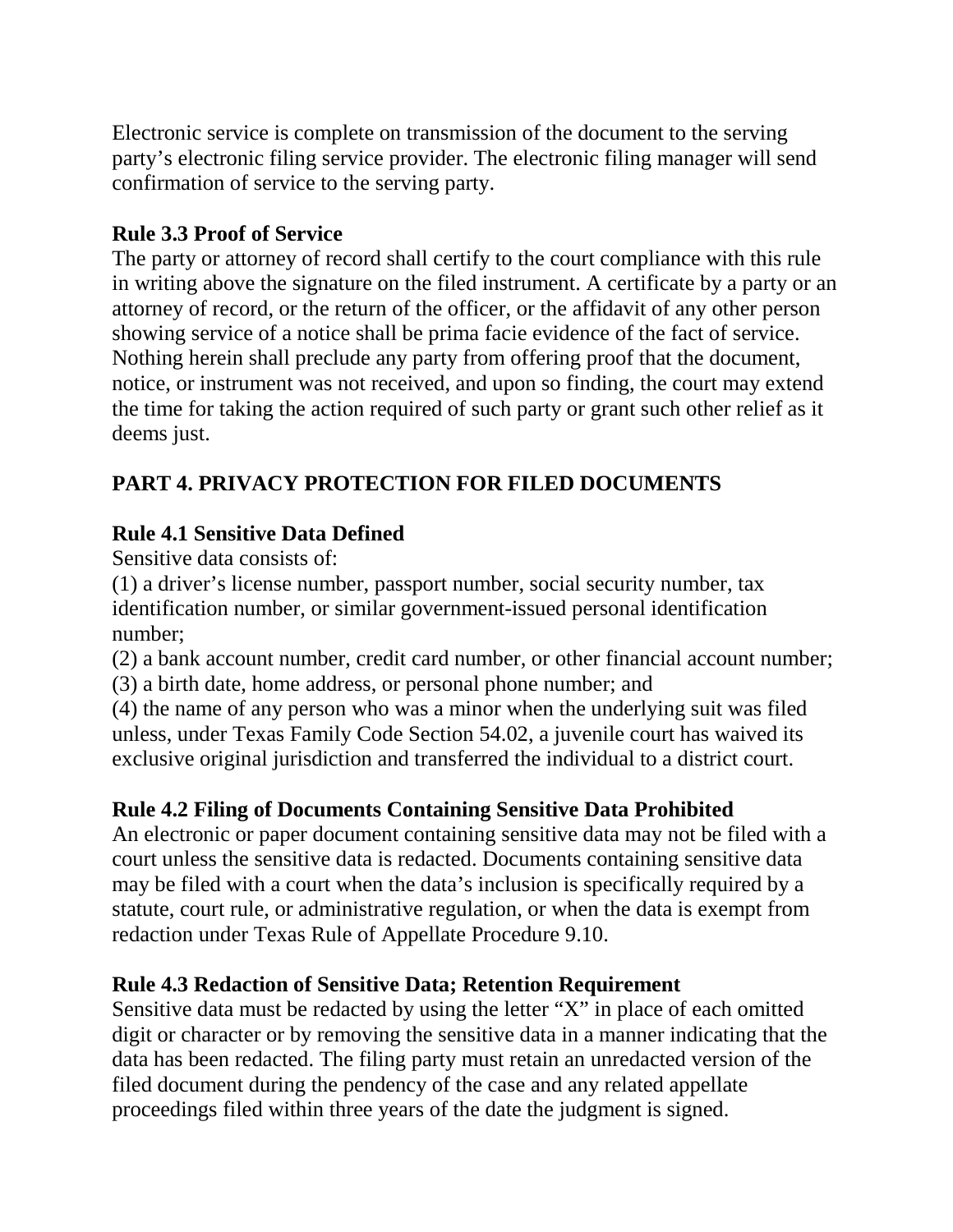Electronic service is complete on transmission of the document to the serving party's electronic filing service provider. The electronic filing manager will send confirmation of service to the serving party.

### Rule 3.3 Proof of Service

The party or attorney of record shall certify to the court compliance with this rule in writing above the signature on the filed instrument. A certificate by a party or an attorney of record, or the return of the officer, or the affidavit of any other person showing service of a notice shall be prima facie evidence of the fact of service. Nothing herein shall preclude any party from offering proof that the document, notice, or instrument was not received, and upon so finding, the court may extend the time for taking the action required of such party or grant such other relief as it deems just.

## PART 4. PRIVACY PROTECTION FOR FILED DOCUMENTS

### Rule 4.1 Sensitive Data Defined

Sensitive data consists of:

(1) a driver's license number, passport number, social security number, tax identification number, or similar government-issued personal identification number;

(2) a bank account number, credit card number, or other financial account number;

(3) a birth date, home address, or personal phone number; and

(4) the name of any person who was a minor when the underlying suit was filed unless, under Texas Family Code Section 54.02, a juvenile court has waived its exclusive original jurisdiction and transferred the individual to a district court.

### Rule 4.2 Filing of Documents Containing Sensitive Data Prohibited

An electronic or paper document containing sensitive data may not be filed with a court unless the sensitive data is redacted. Documents containing sensitive data may be filed with a court when the data's inclusion is specifically required by a statute, court rule, or administrative regulation, or when the data is exempt from redaction under Texas Rule of Appellate Procedure 9.10.

### Rule 4.3 Redaction of Sensitive Data; Retention Requirement

Sensitive data must be redacted by using the letter "X" in place of each omitted digit or character or by removing the sensitive data in a manner indicating that the data has been redacted. The filing party must retain an unredacted version of the filed document during the pendency of the case and any related appellate proceedings filed within three years of the date the judgment is signed.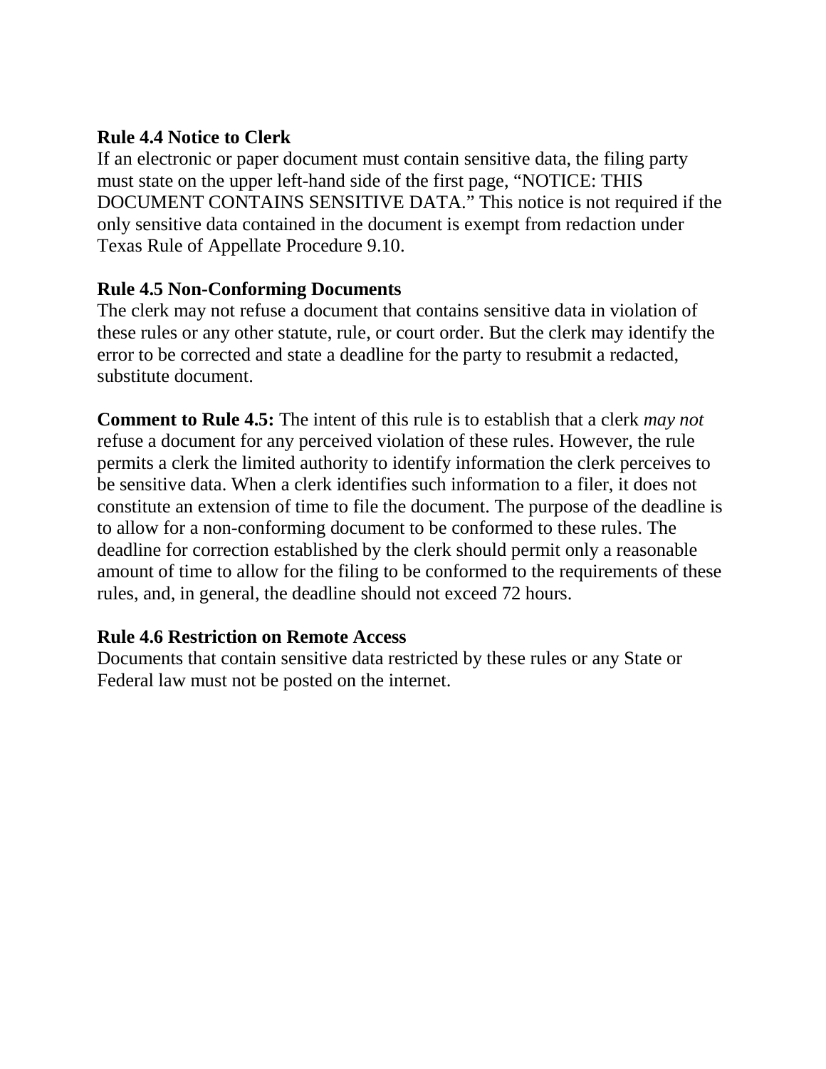**Rule 4.4 Notice to Clerk**

If an electronic or paper document must contain sensitive data, the filing party must state on the upper left-hand side of the first page, "NOTICE: THIS DOCUMENT CONTAINS SENSITIVE DATA." This notice is not required if the only sensitive data contained in the document is exempt from redaction under Texas Rule of Appellate Procedure 9.10.

**Rule 4.5 Non-Conforming Documents**

The clerk may not refuse a document that contains sensitive data in violation of these rules or any other statute, rule, or court order. But the clerk may identify the error to be corrected and state a deadline for the party to resubmit a redacted, substitute document.

**Comment to Rule 4.5:** The intent of this rule is to establish that a clerk *may not* refuse a document for any perceived violation of these rules. However, the rule permits a clerk the limited authority to identify information the clerk perceives to be sensitive data. When a clerk identifies such information to a filer, it does not constitute an extension of time to file the document. The purpose of the deadline is to allow for a non-conforming document to be conformed to these rules. The deadline for correction established by the clerk should permit only a reasonable amount of time to allow for the filing to be conformed to the requirements of these rules, and, in general, the deadline should not exceed 72 hours.

**Rule 4.6 Restriction on Remote Access**

Documents that contain sensitive data restricted by these rules or any State or Federal law must not be posted on the internet.